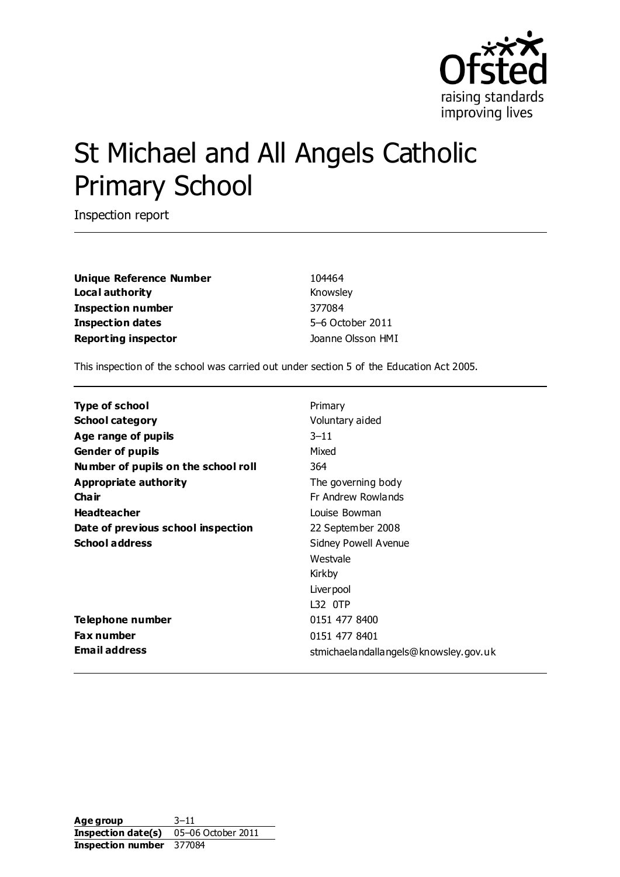Ofsted
raising standards
improving lives

# St Michael and All Angels Catholic Primary School

Inspection report

| | |
|---|---|
| **Unique Reference Number** | 104464 |
| **Local authority** | Knowsley |
| **Inspection number** | 377084 |
| **Inspection dates** | 5–6 October 2011 |
| **Reporting inspector** | Joanne Olsson HMI |

This inspection of the school was carried out under section 5 of the Education Act 2005.

| | |
|---|---|
| **Type of school** | Primary |
| **School category** | Voluntary aided |
| **Age range of pupils** | 3–11 |
| **Gender of pupils** | Mixed |
| **Number of pupils on the school roll** | 364 |
| **Appropriate authority** | The governing body |
| **Chair** | Fr Andrew Rowlands |
| **Headteacher** | Louise Bowman |
| **Date of previous school inspection** | 22 September 2008 |
| **School address** | Sidney Powell Avenue<br>Westvale<br>Kirkby<br>Liverpool<br>L32 0TP |
| **Telephone number** | 0151 477 8400 |
| **Fax number** | 0151 477 8401 |
| **Email address** | stmichaelandallangels@knowsley.gov.uk |

| | |
|---|---|
| **Age group** | 3–11 |
| **Inspection date(s)** | 05–06 October 2011 |
| **Inspection number** | 377084 |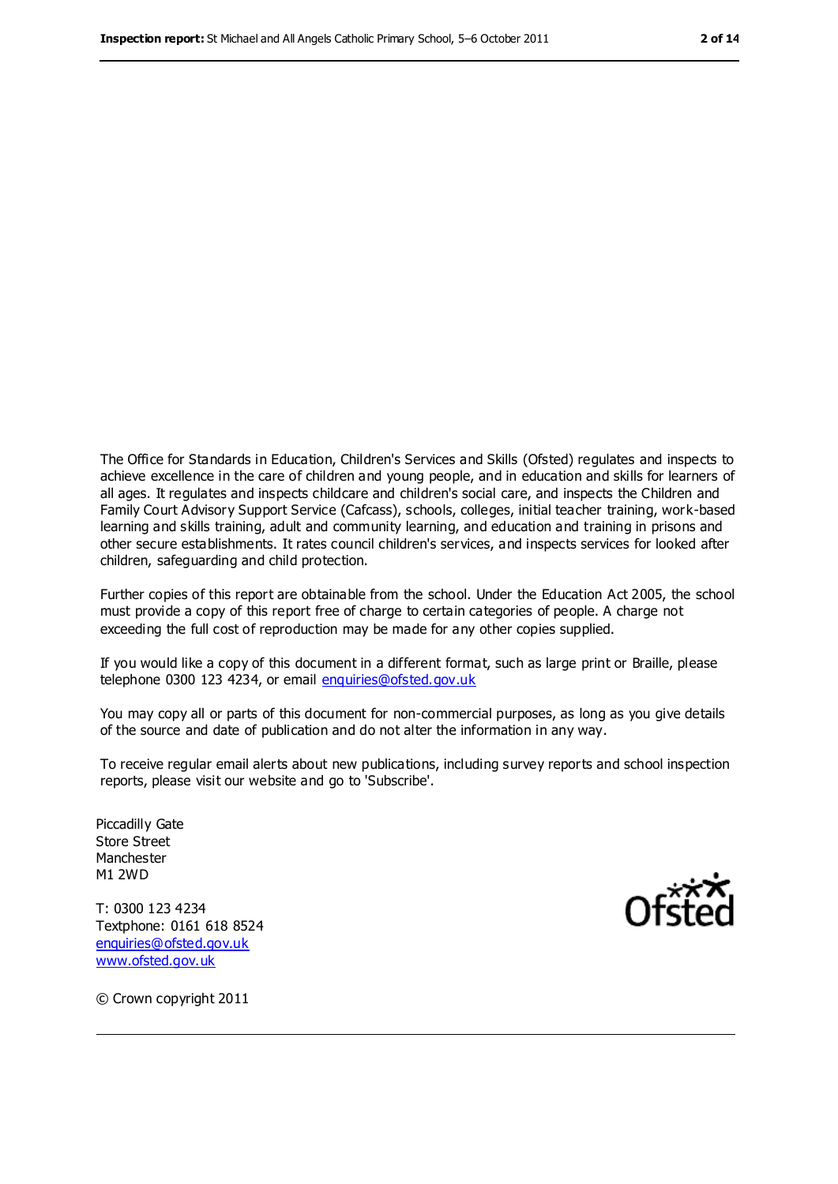The Office for Standards in Education, Children's Services and Skills (Ofsted) regulates and inspects to achieve excellence in the care of children and young people, and in education and skills for learners of all ages. It regulates and inspects childcare and children's social care, and inspects the Children and Family Court Advisory Support Service (Cafcass), schools, colleges, initial teacher training, work-based learning and skills training, adult and community learning, and education and training in prisons and other secure establishments. It rates council children's services, and inspects services for looked after children, safeguarding and child protection.

Further copies of this report are obtainable from the school. Under the Education Act 2005, the school must provide a copy of this report free of charge to certain categories of people. A charge not exceeding the full cost of reproduction may be made for any other copies supplied.

If you would like a copy of this document in a different format, such as large print or Braille, please telephone 0300 123 4234, or email enquiries@ofsted.gov.uk

You may copy all or parts of this document for non-commercial purposes, as long as you give details of the source and date of publication and do not alter the information in any way.

To receive regular email alerts about new publications, including survey reports and school inspection reports, please visit our website and go to 'Subscribe'.

Piccadilly Gate
Store Street
Manchester
M1 2WD

T: 0300 123 4234
Textphone: 0161 618 8524
enquiries@ofsted.gov.uk
www.ofsted.gov.uk

Ofsted

© Crown copyright 2011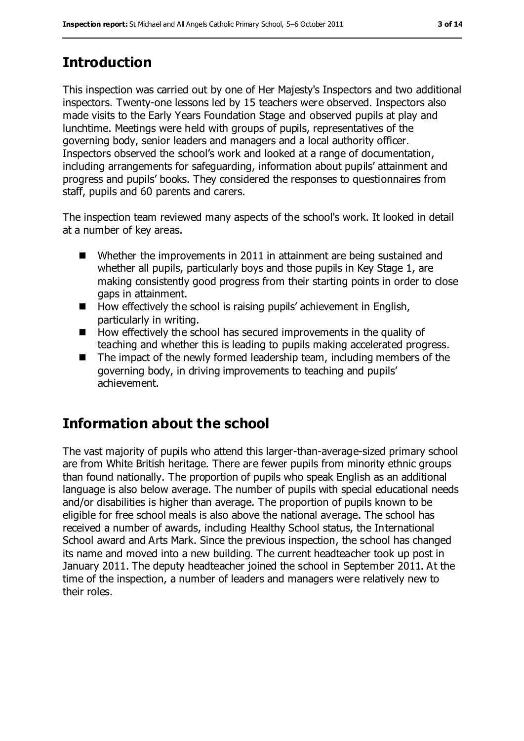## Introduction

This inspection was carried out by one of Her Majesty's Inspectors and two additional inspectors. Twenty-one lessons led by 15 teachers were observed. Inspectors also made visits to the Early Years Foundation Stage and observed pupils at play and lunchtime. Meetings were held with groups of pupils, representatives of the governing body, senior leaders and managers and a local authority officer. Inspectors observed the school's work and looked at a range of documentation, including arrangements for safeguarding, information about pupils' attainment and progress and pupils' books. They considered the responses to questionnaires from staff, pupils and 60 parents and carers.

The inspection team reviewed many aspects of the school's work. It looked in detail at a number of key areas.

- Whether the improvements in 2011 in attainment are being sustained and whether all pupils, particularly boys and those pupils in Key Stage 1, are making consistently good progress from their starting points in order to close gaps in attainment.
- How effectively the school is raising pupils' achievement in English, particularly in writing.
- How effectively the school has secured improvements in the quality of teaching and whether this is leading to pupils making accelerated progress.
- The impact of the newly formed leadership team, including members of the governing body, in driving improvements to teaching and pupils' achievement.

## Information about the school

The vast majority of pupils who attend this larger-than-average-sized primary school are from White British heritage. There are fewer pupils from minority ethnic groups than found nationally. The proportion of pupils who speak English as an additional language is also below average. The number of pupils with special educational needs and/or disabilities is higher than average. The proportion of pupils known to be eligible for free school meals is also above the national average. The school has received a number of awards, including Healthy School status, the International School award and Arts Mark. Since the previous inspection, the school has changed its name and moved into a new building. The current headteacher took up post in January 2011. The deputy headteacher joined the school in September 2011. At the time of the inspection, a number of leaders and managers were relatively new to their roles.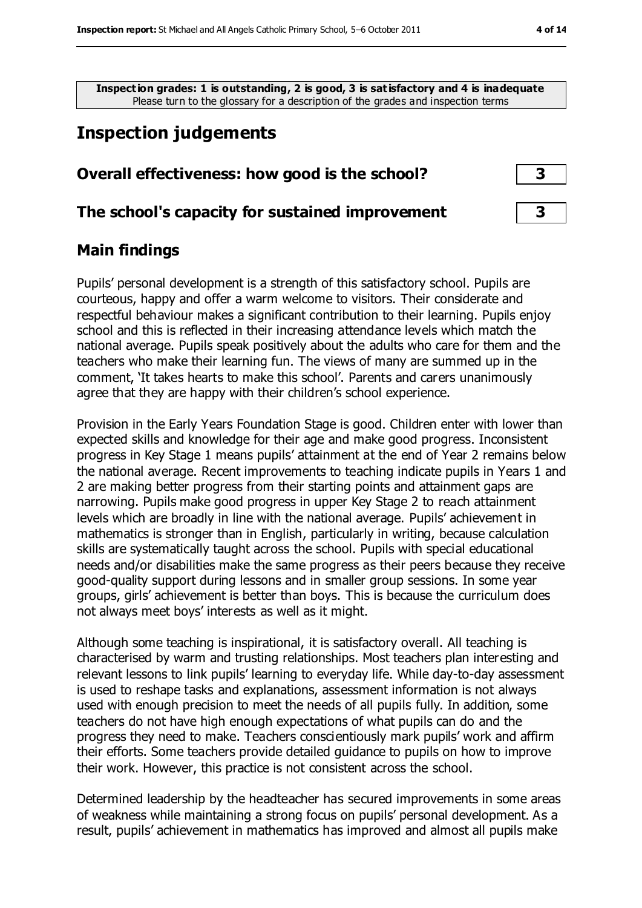**Inspection grades: 1 is outstanding, 2 is good, 3 is satisfactory and 4 is inadequate**
Please turn to the glossary for a description of the grades and inspection terms

# Inspection judgements

| | |
|---|---|
| **Overall effectiveness: how good is the school?** | **3** |
| **The school's capacity for sustained improvement** | **3** |

## Main findings

Pupils' personal development is a strength of this satisfactory school. Pupils are courteous, happy and offer a warm welcome to visitors. Their considerate and respectful behaviour makes a significant contribution to their learning. Pupils enjoy school and this is reflected in their increasing attendance levels which match the national average. Pupils speak positively about the adults who care for them and the teachers who make their learning fun. The views of many are summed up in the comment, 'It takes hearts to make this school'. Parents and carers unanimously agree that they are happy with their children's school experience.

Provision in the Early Years Foundation Stage is good. Children enter with lower than expected skills and knowledge for their age and make good progress. Inconsistent progress in Key Stage 1 means pupils' attainment at the end of Year 2 remains below the national average. Recent improvements to teaching indicate pupils in Years 1 and 2 are making better progress from their starting points and attainment gaps are narrowing. Pupils make good progress in upper Key Stage 2 to reach attainment levels which are broadly in line with the national average. Pupils' achievement in mathematics is stronger than in English, particularly in writing, because calculation skills are systematically taught across the school. Pupils with special educational needs and/or disabilities make the same progress as their peers because they receive good-quality support during lessons and in smaller group sessions. In some year groups, girls' achievement is better than boys. This is because the curriculum does not always meet boys' interests as well as it might.

Although some teaching is inspirational, it is satisfactory overall. All teaching is characterised by warm and trusting relationships. Most teachers plan interesting and relevant lessons to link pupils' learning to everyday life. While day-to-day assessment is used to reshape tasks and explanations, assessment information is not always used with enough precision to meet the needs of all pupils fully. In addition, some teachers do not have high enough expectations of what pupils can do and the progress they need to make. Teachers conscientiously mark pupils' work and affirm their efforts. Some teachers provide detailed guidance to pupils on how to improve their work. However, this practice is not consistent across the school.

Determined leadership by the headteacher has secured improvements in some areas of weakness while maintaining a strong focus on pupils' personal development. As a result, pupils' achievement in mathematics has improved and almost all pupils make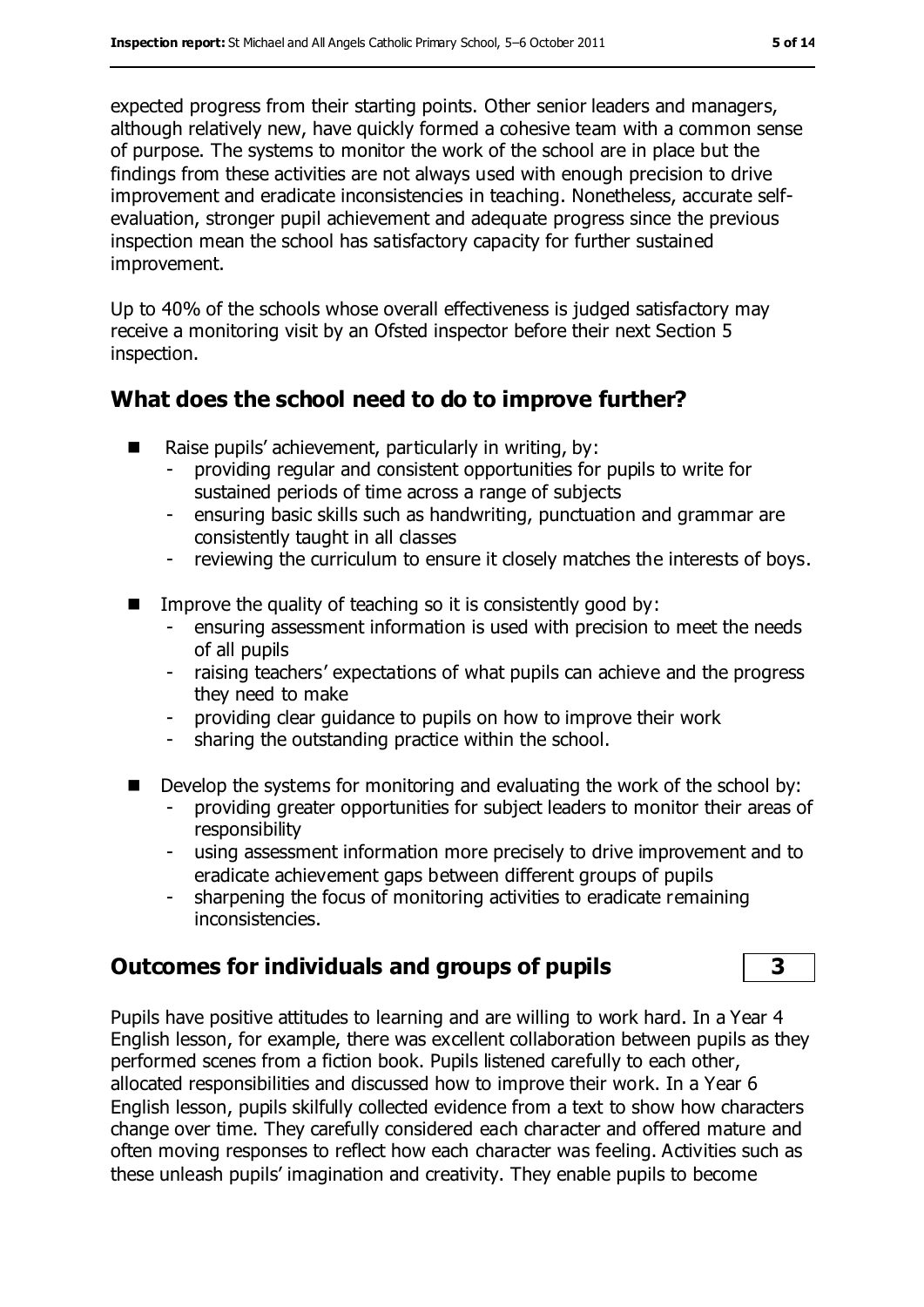expected progress from their starting points. Other senior leaders and managers, although relatively new, have quickly formed a cohesive team with a common sense of purpose. The systems to monitor the work of the school are in place but the findings from these activities are not always used with enough precision to drive improvement and eradicate inconsistencies in teaching. Nonetheless, accurate self-evaluation, stronger pupil achievement and adequate progress since the previous inspection mean the school has satisfactory capacity for further sustained improvement.

Up to 40% of the schools whose overall effectiveness is judged satisfactory may receive a monitoring visit by an Ofsted inspector before their next Section 5 inspection.

## What does the school need to do to improve further?

- Raise pupils' achievement, particularly in writing, by:
  - providing regular and consistent opportunities for pupils to write for sustained periods of time across a range of subjects
  - ensuring basic skills such as handwriting, punctuation and grammar are consistently taught in all classes
  - reviewing the curriculum to ensure it closely matches the interests of boys.
- Improve the quality of teaching so it is consistently good by:
  - ensuring assessment information is used with precision to meet the needs of all pupils
  - raising teachers' expectations of what pupils can achieve and the progress they need to make
  - providing clear guidance to pupils on how to improve their work
  - sharing the outstanding practice within the school.
- Develop the systems for monitoring and evaluating the work of the school by:
  - providing greater opportunities for subject leaders to monitor their areas of responsibility
  - using assessment information more precisely to drive improvement and to eradicate achievement gaps between different groups of pupils
  - sharpening the focus of monitoring activities to eradicate remaining inconsistencies.

## Outcomes for individuals and groups of pupils — 3

Pupils have positive attitudes to learning and are willing to work hard. In a Year 4 English lesson, for example, there was excellent collaboration between pupils as they performed scenes from a fiction book. Pupils listened carefully to each other, allocated responsibilities and discussed how to improve their work. In a Year 6 English lesson, pupils skilfully collected evidence from a text to show how characters change over time. They carefully considered each character and offered mature and often moving responses to reflect how each character was feeling. Activities such as these unleash pupils' imagination and creativity. They enable pupils to become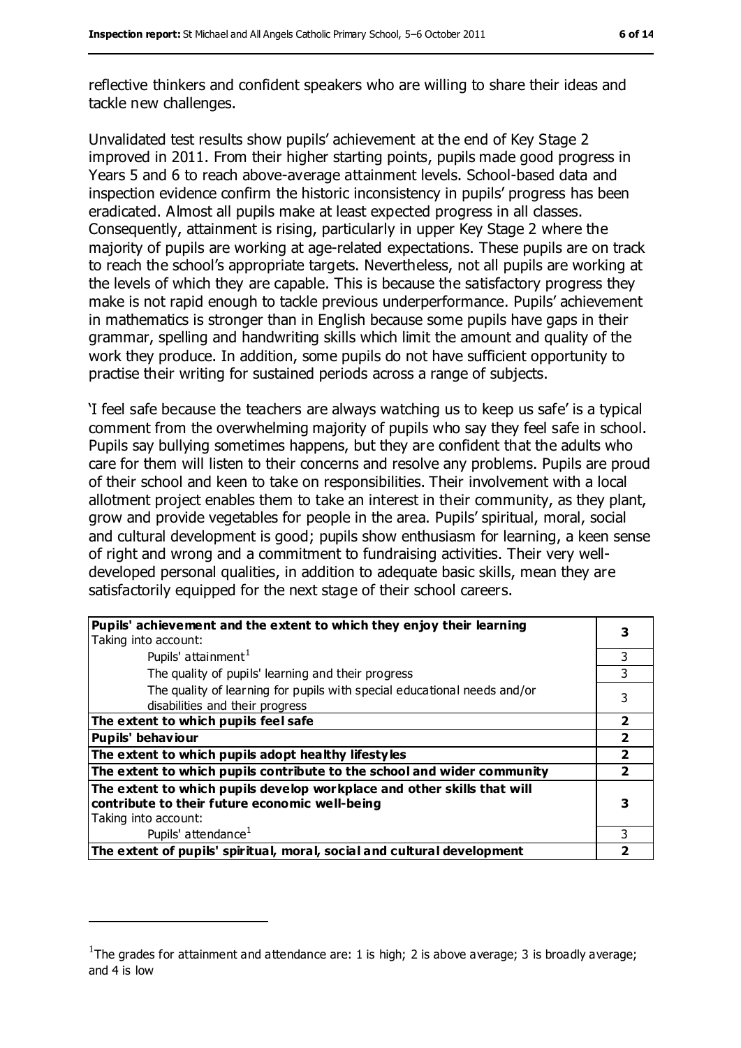reflective thinkers and confident speakers who are willing to share their ideas and tackle new challenges.

Unvalidated test results show pupils' achievement at the end of Key Stage 2 improved in 2011. From their higher starting points, pupils made good progress in Years 5 and 6 to reach above-average attainment levels. School-based data and inspection evidence confirm the historic inconsistency in pupils' progress has been eradicated. Almost all pupils make at least expected progress in all classes. Consequently, attainment is rising, particularly in upper Key Stage 2 where the majority of pupils are working at age-related expectations. These pupils are on track to reach the school's appropriate targets. Nevertheless, not all pupils are working at the levels of which they are capable. This is because the satisfactory progress they make is not rapid enough to tackle previous underperformance. Pupils' achievement in mathematics is stronger than in English because some pupils have gaps in their grammar, spelling and handwriting skills which limit the amount and quality of the work they produce. In addition, some pupils do not have sufficient opportunity to practise their writing for sustained periods across a range of subjects.

'I feel safe because the teachers are always watching us to keep us safe' is a typical comment from the overwhelming majority of pupils who say they feel safe in school. Pupils say bullying sometimes happens, but they are confident that the adults who care for them will listen to their concerns and resolve any problems. Pupils are proud of their school and keen to take on responsibilities. Their involvement with a local allotment project enables them to take an interest in their community, as they plant, grow and provide vegetables for people in the area. Pupils' spiritual, moral, social and cultural development is good; pupils show enthusiasm for learning, a keen sense of right and wrong and a commitment to fundraising activities. Their very well-developed personal qualities, in addition to adequate basic skills, mean they are satisfactorily equipped for the next stage of their school careers.

| | |
|---|---|
| **Pupils' achievement and the extent to which they enjoy their learning**<br>Taking into account: | **3** |
| Pupils' attainment[1] | 3 |
| The quality of pupils' learning and their progress | 3 |
| The quality of learning for pupils with special educational needs and/or disabilities and their progress | 3 |
| **The extent to which pupils feel safe** | **2** |
| **Pupils' behaviour** | **2** |
| **The extent to which pupils adopt healthy lifestyles** | **2** |
| **The extent to which pupils contribute to the school and wider community** | **2** |
| **The extent to which pupils develop workplace and other skills that will contribute to their future economic well-being**<br>Taking into account: | **3** |
| Pupils' attendance[1] | 3 |
| **The extent of pupils' spiritual, moral, social and cultural development** | **2** |

[1]The grades for attainment and attendance are: 1 is high; 2 is above average; 3 is broadly average; and 4 is low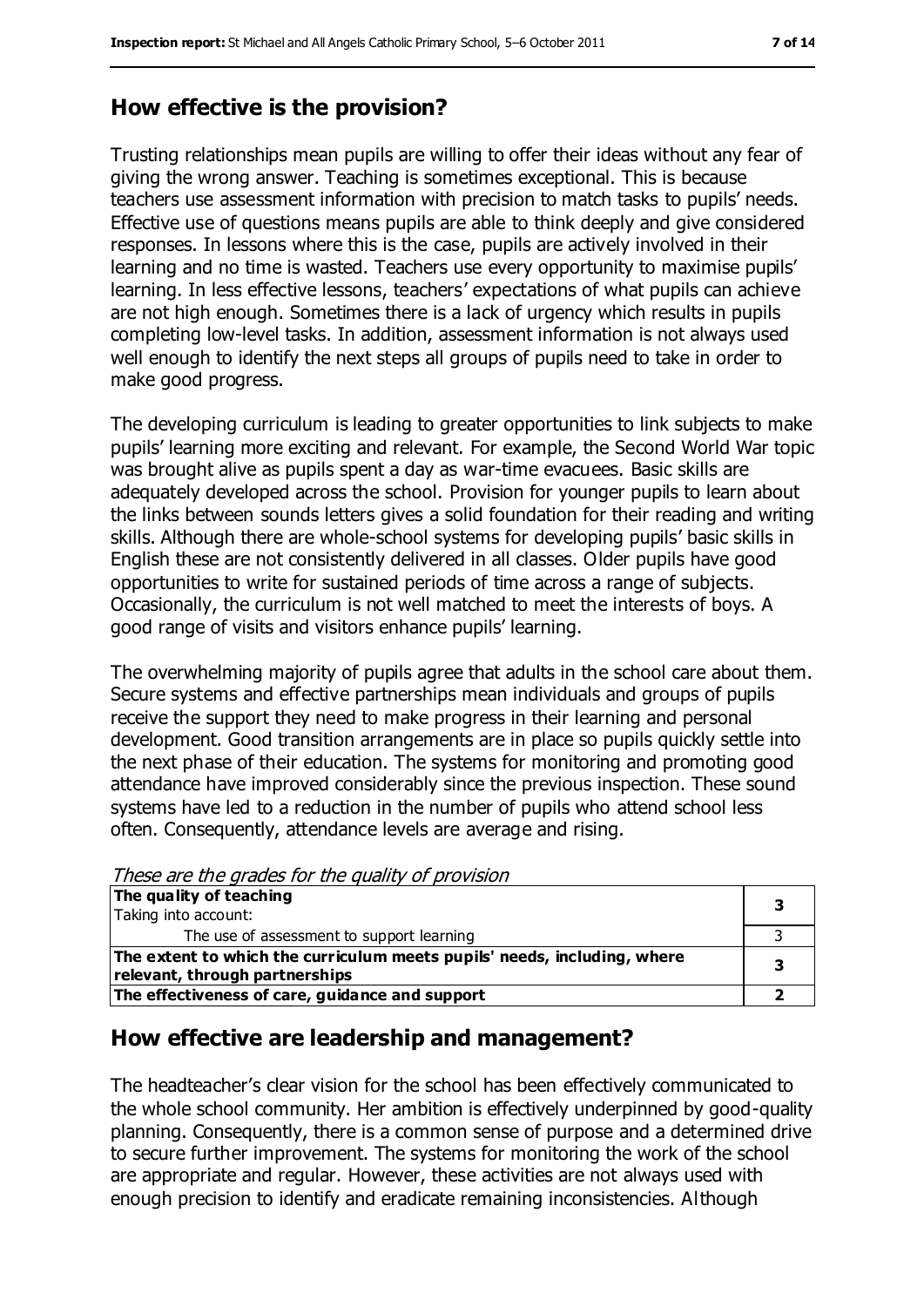## How effective is the provision?

Trusting relationships mean pupils are willing to offer their ideas without any fear of giving the wrong answer. Teaching is sometimes exceptional. This is because teachers use assessment information with precision to match tasks to pupils' needs. Effective use of questions means pupils are able to think deeply and give considered responses. In lessons where this is the case, pupils are actively involved in their learning and no time is wasted. Teachers use every opportunity to maximise pupils' learning. In less effective lessons, teachers' expectations of what pupils can achieve are not high enough. Sometimes there is a lack of urgency which results in pupils completing low-level tasks. In addition, assessment information is not always used well enough to identify the next steps all groups of pupils need to take in order to make good progress.

The developing curriculum is leading to greater opportunities to link subjects to make pupils' learning more exciting and relevant. For example, the Second World War topic was brought alive as pupils spent a day as war-time evacuees. Basic skills are adequately developed across the school. Provision for younger pupils to learn about the links between sounds letters gives a solid foundation for their reading and writing skills. Although there are whole-school systems for developing pupils' basic skills in English these are not consistently delivered in all classes. Older pupils have good opportunities to write for sustained periods of time across a range of subjects. Occasionally, the curriculum is not well matched to meet the interests of boys. A good range of visits and visitors enhance pupils' learning.

The overwhelming majority of pupils agree that adults in the school care about them. Secure systems and effective partnerships mean individuals and groups of pupils receive the support they need to make progress in their learning and personal development. Good transition arrangements are in place so pupils quickly settle into the next phase of their education. The systems for monitoring and promoting good attendance have improved considerably since the previous inspection. These sound systems have led to a reduction in the number of pupils who attend school less often. Consequently, attendance levels are average and rising.

*These are the grades for the quality of provision*

| | |
|---|---|
| **The quality of teaching**<br>Taking into account: | **3** |
| The use of assessment to support learning | 3 |
| **The extent to which the curriculum meets pupils' needs, including, where relevant, through partnerships** | **3** |
| **The effectiveness of care, guidance and support** | **2** |

## How effective are leadership and management?

The headteacher's clear vision for the school has been effectively communicated to the whole school community. Her ambition is effectively underpinned by good-quality planning. Consequently, there is a common sense of purpose and a determined drive to secure further improvement. The systems for monitoring the work of the school are appropriate and regular. However, these activities are not always used with enough precision to identify and eradicate remaining inconsistencies. Although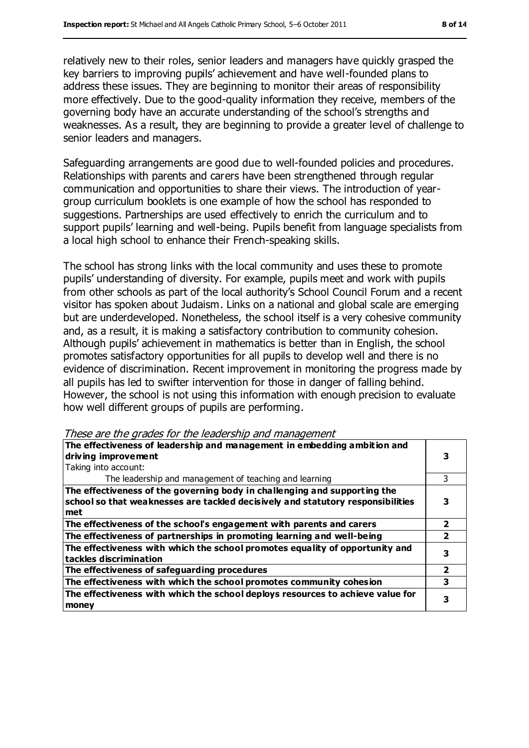relatively new to their roles, senior leaders and managers have quickly grasped the key barriers to improving pupils' achievement and have well-founded plans to address these issues. They are beginning to monitor their areas of responsibility more effectively. Due to the good-quality information they receive, members of the governing body have an accurate understanding of the school's strengths and weaknesses. As a result, they are beginning to provide a greater level of challenge to senior leaders and managers.

Safeguarding arrangements are good due to well-founded policies and procedures. Relationships with parents and carers have been strengthened through regular communication and opportunities to share their views. The introduction of year-group curriculum booklets is one example of how the school has responded to suggestions. Partnerships are used effectively to enrich the curriculum and to support pupils' learning and well-being. Pupils benefit from language specialists from a local high school to enhance their French-speaking skills.

The school has strong links with the local community and uses these to promote pupils' understanding of diversity. For example, pupils meet and work with pupils from other schools as part of the local authority's School Council Forum and a recent visitor has spoken about Judaism. Links on a national and global scale are emerging but are underdeveloped. Nonetheless, the school itself is a very cohesive community and, as a result, it is making a satisfactory contribution to community cohesion. Although pupils' achievement in mathematics is better than in English, the school promotes satisfactory opportunities for all pupils to develop well and there is no evidence of discrimination. Recent improvement in monitoring the progress made by all pupils has led to swifter intervention for those in danger of falling behind. However, the school is not using this information with enough precision to evaluate how well different groups of pupils are performing.

*These are the grades for the leadership and management*

| | |
|---|---|
| **The effectiveness of leadership and management in embedding ambition and driving improvement**<br>Taking into account:<br>The leadership and management of teaching and learning | **3**<br><br>3 |
| **The effectiveness of the governing body in challenging and supporting the school so that weaknesses are tackled decisively and statutory responsibilities met** | **3** |
| **The effectiveness of the school's engagement with parents and carers** | **2** |
| **The effectiveness of partnerships in promoting learning and well-being** | **2** |
| **The effectiveness with which the school promotes equality of opportunity and tackles discrimination** | **3** |
| **The effectiveness of safeguarding procedures** | **2** |
| **The effectiveness with which the school promotes community cohesion** | **3** |
| **The effectiveness with which the school deploys resources to achieve value for money** | **3** |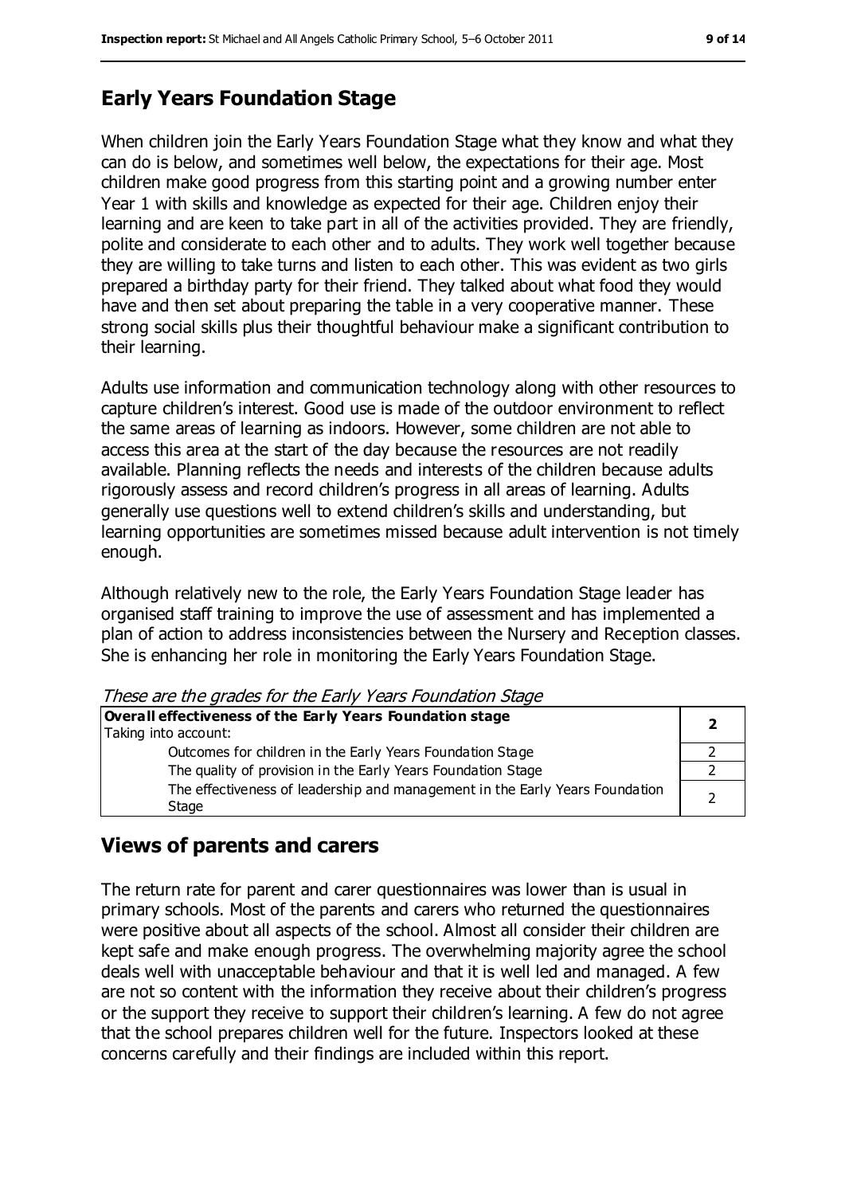## Early Years Foundation Stage

When children join the Early Years Foundation Stage what they know and what they can do is below, and sometimes well below, the expectations for their age. Most children make good progress from this starting point and a growing number enter Year 1 with skills and knowledge as expected for their age. Children enjoy their learning and are keen to take part in all of the activities provided. They are friendly, polite and considerate to each other and to adults. They work well together because they are willing to take turns and listen to each other. This was evident as two girls prepared a birthday party for their friend. They talked about what food they would have and then set about preparing the table in a very cooperative manner. These strong social skills plus their thoughtful behaviour make a significant contribution to their learning.

Adults use information and communication technology along with other resources to capture children's interest. Good use is made of the outdoor environment to reflect the same areas of learning as indoors. However, some children are not able to access this area at the start of the day because the resources are not readily available. Planning reflects the needs and interests of the children because adults rigorously assess and record children's progress in all areas of learning. Adults generally use questions well to extend children's skills and understanding, but learning opportunities are sometimes missed because adult intervention is not timely enough.

Although relatively new to the role, the Early Years Foundation Stage leader has organised staff training to improve the use of assessment and has implemented a plan of action to address inconsistencies between the Nursery and Reception classes. She is enhancing her role in monitoring the Early Years Foundation Stage.

*These are the grades for the Early Years Foundation Stage*

| | |
|---|---|
| **Overall effectiveness of the Early Years Foundation stage**<br>Taking into account: | **2** |
| Outcomes for children in the Early Years Foundation Stage | 2 |
| The quality of provision in the Early Years Foundation Stage | 2 |
| The effectiveness of leadership and management in the Early Years Foundation Stage | 2 |

## Views of parents and carers

The return rate for parent and carer questionnaires was lower than is usual in primary schools. Most of the parents and carers who returned the questionnaires were positive about all aspects of the school. Almost all consider their children are kept safe and make enough progress. The overwhelming majority agree the school deals well with unacceptable behaviour and that it is well led and managed. A few are not so content with the information they receive about their children's progress or the support they receive to support their children's learning. A few do not agree that the school prepares children well for the future. Inspectors looked at these concerns carefully and their findings are included within this report.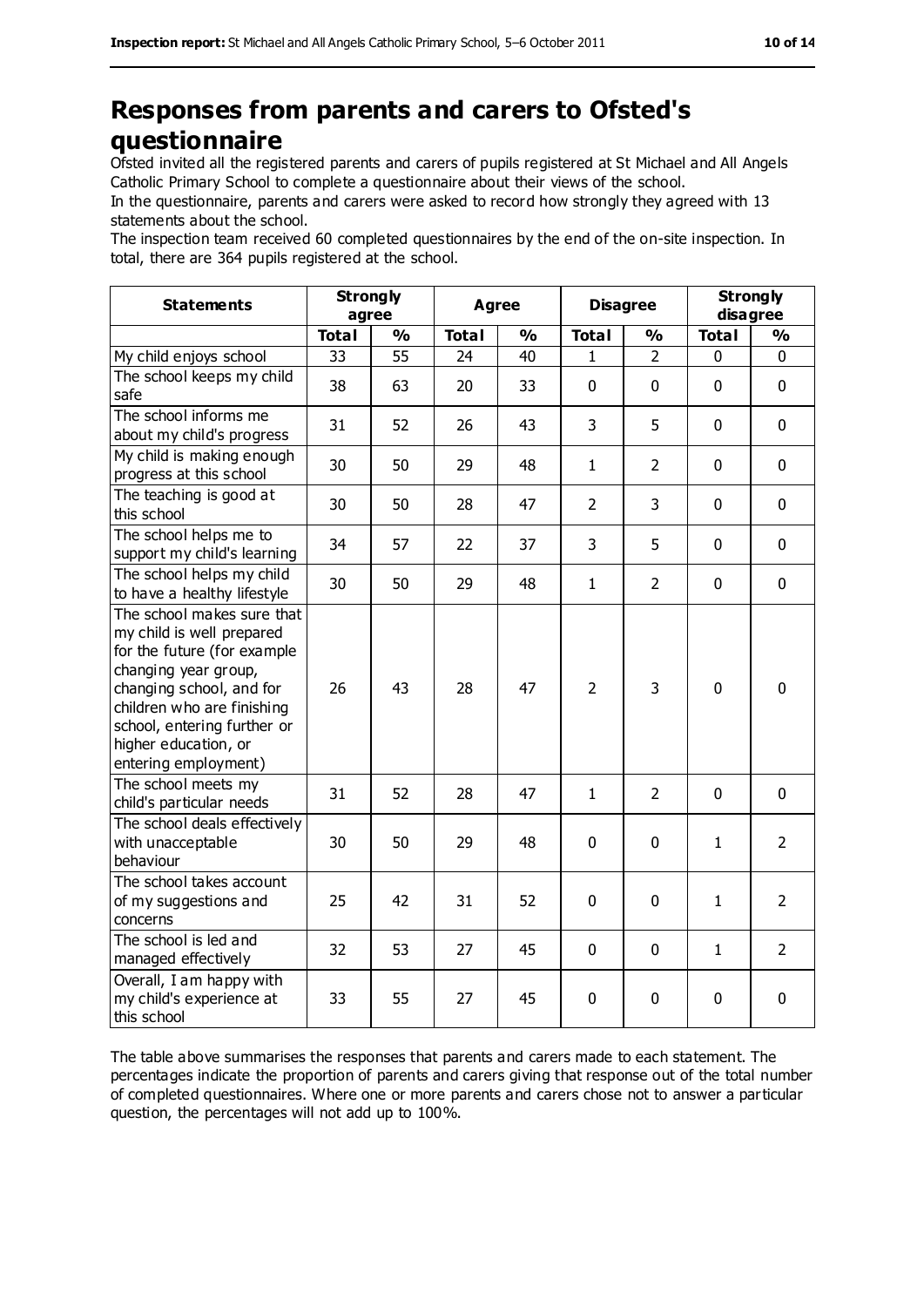# Responses from parents and carers to Ofsted's questionnaire

Ofsted invited all the registered parents and carers of pupils registered at St Michael and All Angels Catholic Primary School to complete a questionnaire about their views of the school.

In the questionnaire, parents and carers were asked to record how strongly they agreed with 13 statements about the school.

The inspection team received 60 completed questionnaires by the end of the on-site inspection. In total, there are 364 pupils registered at the school.

| Statements | Strongly agree | | Agree | | Disagree | | Strongly disagree | |
|---|---|---|---|---|---|---|---|---|
| | Total | % | Total | % | Total | % | Total | % |
| My child enjoys school | 33 | 55 | 24 | 40 | 1 | 2 | 0 | 0 |
| The school keeps my child safe | 38 | 63 | 20 | 33 | 0 | 0 | 0 | 0 |
| The school informs me about my child's progress | 31 | 52 | 26 | 43 | 3 | 5 | 0 | 0 |
| My child is making enough progress at this school | 30 | 50 | 29 | 48 | 1 | 2 | 0 | 0 |
| The teaching is good at this school | 30 | 50 | 28 | 47 | 2 | 3 | 0 | 0 |
| The school helps me to support my child's learning | 34 | 57 | 22 | 37 | 3 | 5 | 0 | 0 |
| The school helps my child to have a healthy lifestyle | 30 | 50 | 29 | 48 | 1 | 2 | 0 | 0 |
| The school makes sure that my child is well prepared for the future (for example changing year group, changing school, and for children who are finishing school, entering further or higher education, or entering employment) | 26 | 43 | 28 | 47 | 2 | 3 | 0 | 0 |
| The school meets my child's particular needs | 31 | 52 | 28 | 47 | 1 | 2 | 0 | 0 |
| The school deals effectively with unacceptable behaviour | 30 | 50 | 29 | 48 | 0 | 0 | 1 | 2 |
| The school takes account of my suggestions and concerns | 25 | 42 | 31 | 52 | 0 | 0 | 1 | 2 |
| The school is led and managed effectively | 32 | 53 | 27 | 45 | 0 | 0 | 1 | 2 |
| Overall, I am happy with my child's experience at this school | 33 | 55 | 27 | 45 | 0 | 0 | 0 | 0 |

The table above summarises the responses that parents and carers made to each statement. The percentages indicate the proportion of parents and carers giving that response out of the total number of completed questionnaires. Where one or more parents and carers chose not to answer a particular question, the percentages will not add up to 100%.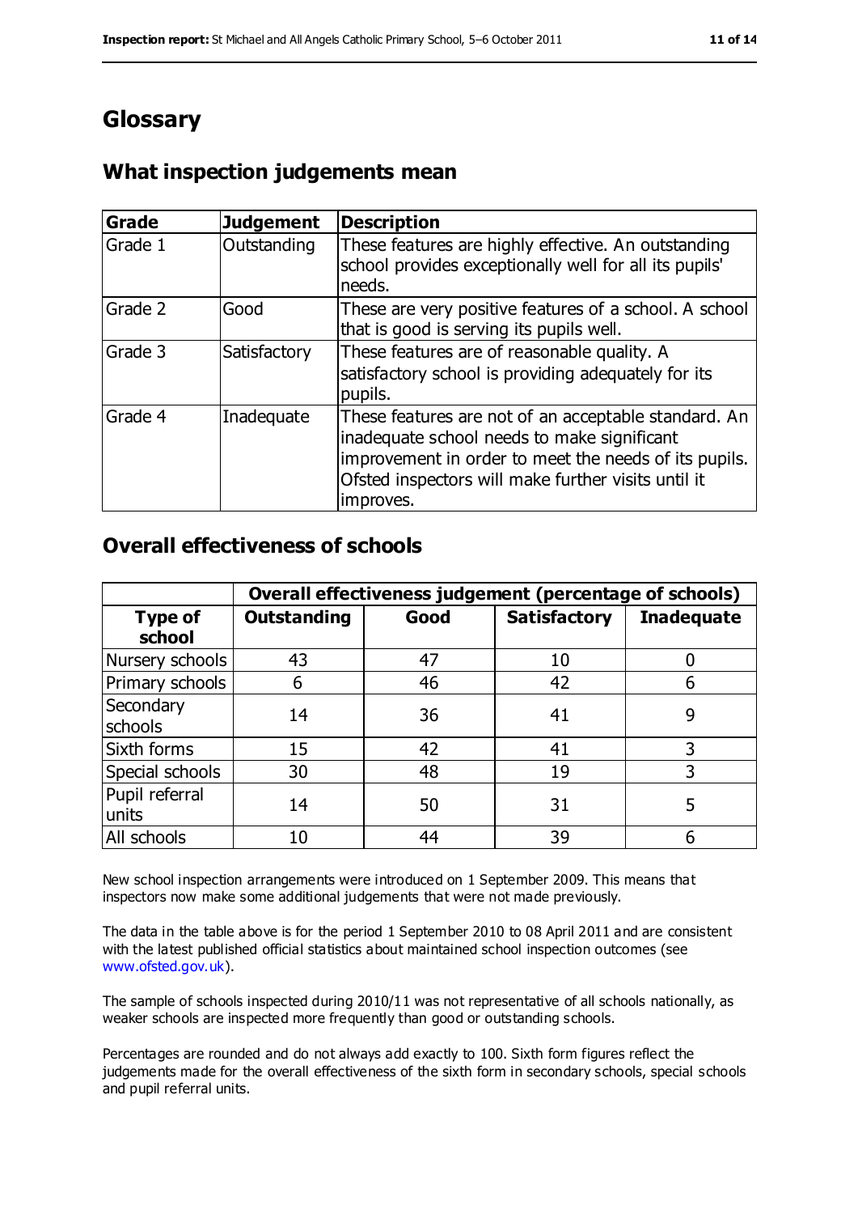# Glossary

## What inspection judgements mean

| Grade | Judgement | Description |
|---|---|---|
| Grade 1 | Outstanding | These features are highly effective. An outstanding school provides exceptionally well for all its pupils' needs. |
| Grade 2 | Good | These are very positive features of a school. A school that is good is serving its pupils well. |
| Grade 3 | Satisfactory | These features are of reasonable quality. A satisfactory school is providing adequately for its pupils. |
| Grade 4 | Inadequate | These features are not of an acceptable standard. An inadequate school needs to make significant improvement in order to meet the needs of its pupils. Ofsted inspectors will make further visits until it improves. |

## Overall effectiveness of schools

| | Overall effectiveness judgement (percentage of schools) | | | |
|---|---|---|---|---|
| **Type of school** | **Outstanding** | **Good** | **Satisfactory** | **Inadequate** |
| Nursery schools | 43 | 47 | 10 | 0 |
| Primary schools | 6 | 46 | 42 | 6 |
| Secondary schools | 14 | 36 | 41 | 9 |
| Sixth forms | 15 | 42 | 41 | 3 |
| Special schools | 30 | 48 | 19 | 3 |
| Pupil referral units | 14 | 50 | 31 | 5 |
| All schools | 10 | 44 | 39 | 6 |

New school inspection arrangements were introduced on 1 September 2009. This means that inspectors now make some additional judgements that were not made previously.

The data in the table above is for the period 1 September 2010 to 08 April 2011 and are consistent with the latest published official statistics about maintained school inspection outcomes (see www.ofsted.gov.uk).

The sample of schools inspected during 2010/11 was not representative of all schools nationally, as weaker schools are inspected more frequently than good or outstanding schools.

Percentages are rounded and do not always add exactly to 100. Sixth form figures reflect the judgements made for the overall effectiveness of the sixth form in secondary schools, special schools and pupil referral units.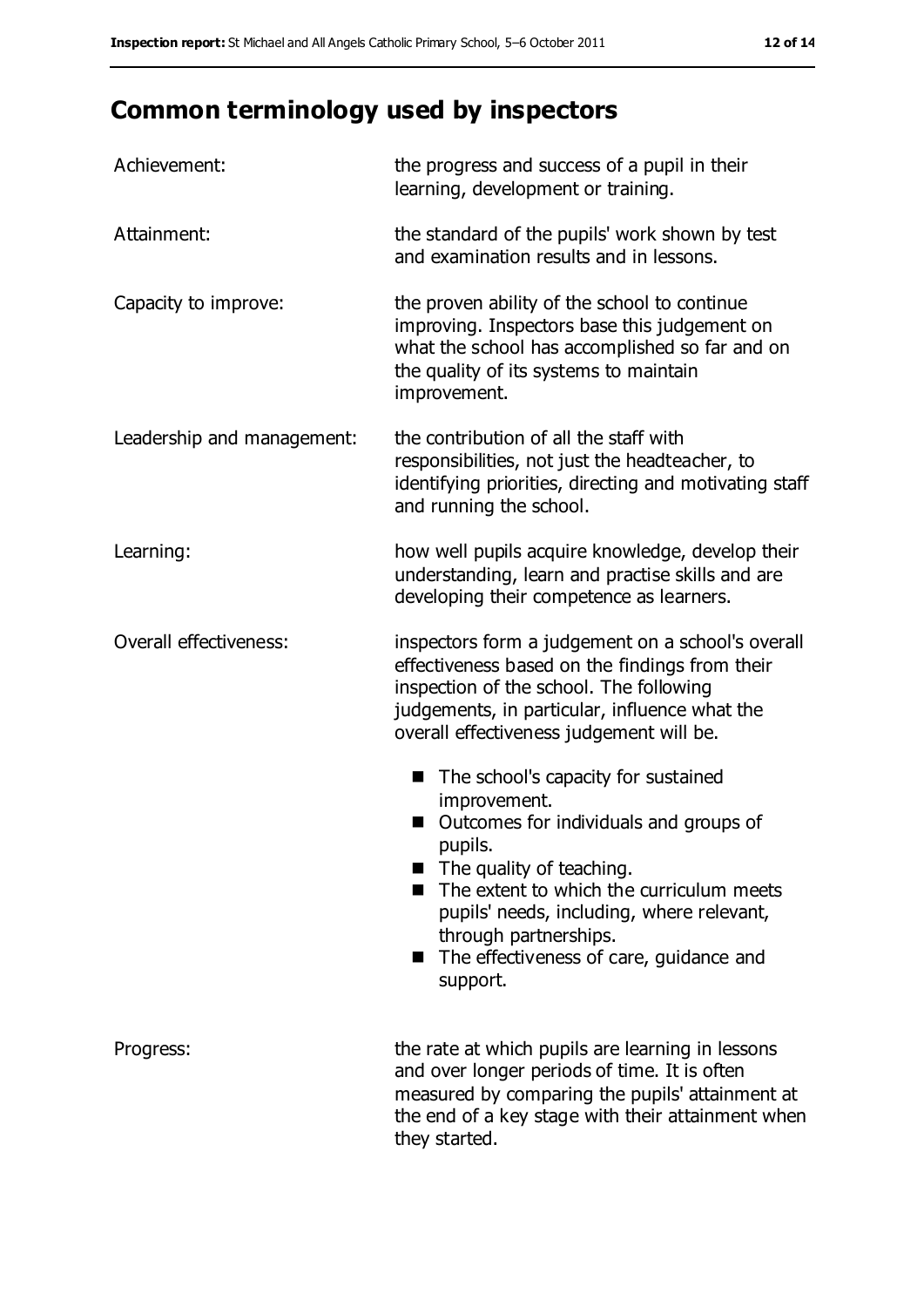## Common terminology used by inspectors

| | |
|---|---|
| Achievement: | the progress and success of a pupil in their learning, development or training. |
| Attainment: | the standard of the pupils' work shown by test and examination results and in lessons. |
| Capacity to improve: | the proven ability of the school to continue improving. Inspectors base this judgement on what the school has accomplished so far and on the quality of its systems to maintain improvement. |
| Leadership and management: | the contribution of all the staff with responsibilities, not just the headteacher, to identifying priorities, directing and motivating staff and running the school. |
| Learning: | how well pupils acquire knowledge, develop their understanding, learn and practise skills and are developing their competence as learners. |
| Overall effectiveness: | inspectors form a judgement on a school's overall effectiveness based on the findings from their inspection of the school. The following judgements, in particular, influence what the overall effectiveness judgement will be. ■ The school's capacity for sustained improvement. ■ Outcomes for individuals and groups of pupils. ■ The quality of teaching. ■ The extent to which the curriculum meets pupils' needs, including, where relevant, through partnerships. ■ The effectiveness of care, guidance and support. |
| Progress: | the rate at which pupils are learning in lessons and over longer periods of time. It is often measured by comparing the pupils' attainment at the end of a key stage with their attainment when they started. |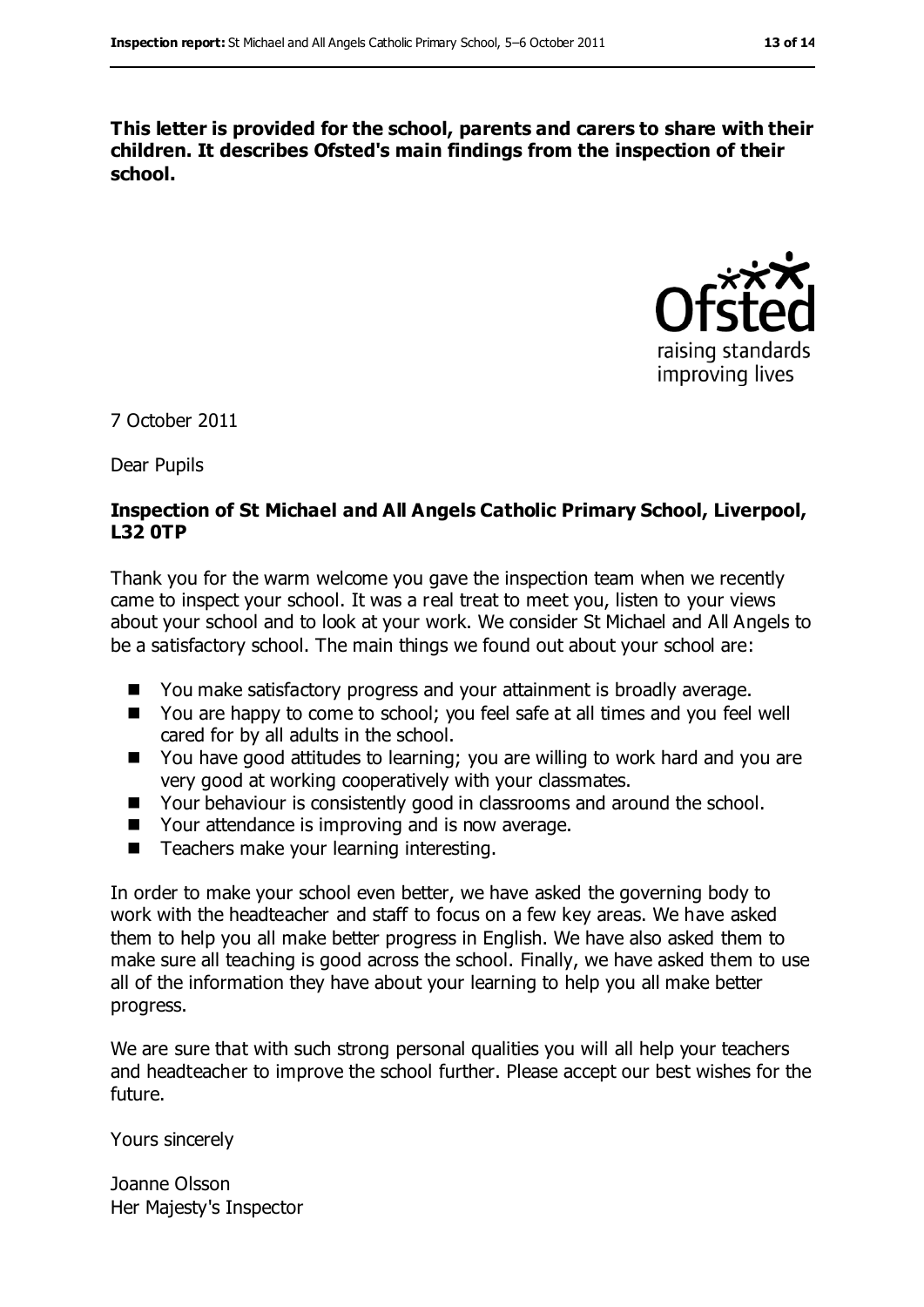**This letter is provided for the school, parents and carers to share with their children. It describes Ofsted's main findings from the inspection of their school.**

7 October 2011

Dear Pupils

**Inspection of St Michael and All Angels Catholic Primary School, Liverpool, L32 0TP**

Thank you for the warm welcome you gave the inspection team when we recently came to inspect your school. It was a real treat to meet you, listen to your views about your school and to look at your work. We consider St Michael and All Angels to be a satisfactory school. The main things we found out about your school are:

- You make satisfactory progress and your attainment is broadly average.
- You are happy to come to school; you feel safe at all times and you feel well cared for by all adults in the school.
- You have good attitudes to learning; you are willing to work hard and you are very good at working cooperatively with your classmates.
- Your behaviour is consistently good in classrooms and around the school.
- Your attendance is improving and is now average.
- Teachers make your learning interesting.

In order to make your school even better, we have asked the governing body to work with the headteacher and staff to focus on a few key areas. We have asked them to help you all make better progress in English. We have also asked them to make sure all teaching is good across the school. Finally, we have asked them to use all of the information they have about your learning to help you all make better progress.

We are sure that with such strong personal qualities you will all help your teachers and headteacher to improve the school further. Please accept our best wishes for the future.

Yours sincerely

Joanne Olsson  
Her Majesty's Inspector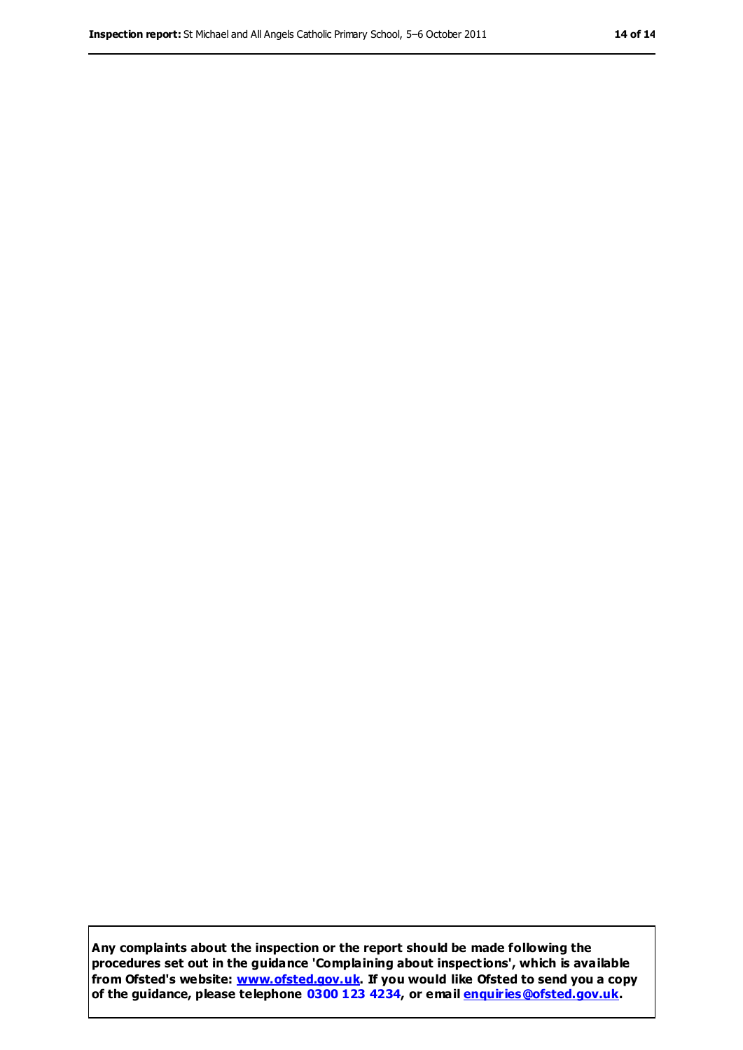**Any complaints about the inspection or the report should be made following the procedures set out in the guidance 'Complaining about inspections', which is available from Ofsted's website: www.ofsted.gov.uk. If you would like Ofsted to send you a copy of the guidance, please telephone 0300 123 4234, or email enquiries@ofsted.gov.uk.**